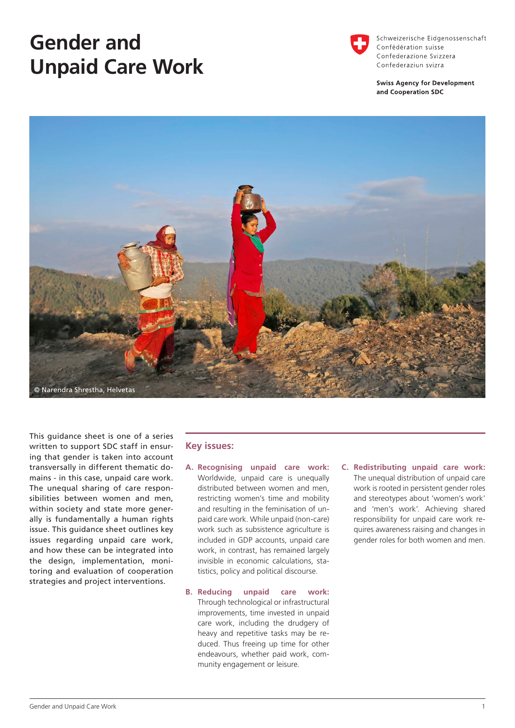# Gender and Unpaid Care Work

Schweizerische Eidgenossenschaft
Confédération suisse
Confederazione Svizzera
Confederaziun svizra

**Swiss Agency for Development and Cooperation SDC**

© Narendra Shrestha, Helvetas

This guidance sheet is one of a series written to support SDC staff in ensuring that gender is taken into account transversally in different thematic domains - in this case, unpaid care work. The unequal sharing of care responsibilities between women and men, within society and state more generally is fundamentally a human rights issue. This guidance sheet outlines key issues regarding unpaid care work, and how these can be integrated into the design, implementation, monitoring and evaluation of cooperation strategies and project interventions.

## Key issues:

**A. Recognising unpaid care work:** Worldwide, unpaid care is unequally distributed between women and men, restricting women's time and mobility and resulting in the feminisation of unpaid care work. While unpaid (non-care) work such as subsistence agriculture is included in GDP accounts, unpaid care work, in contrast, has remained largely invisible in economic calculations, statistics, policy and political discourse.

**B. Reducing unpaid care work:** Through technological or infrastructural improvements, time invested in unpaid care work, including the drudgery of heavy and repetitive tasks may be reduced. Thus freeing up time for other endeavours, whether paid work, community engagement or leisure.

**C. Redistributing unpaid care work:** The unequal distribution of unpaid care work is rooted in persistent gender roles and stereotypes about 'women's work' and 'men's work'. Achieving shared responsibility for unpaid care work requires awareness raising and changes in gender roles for both women and men.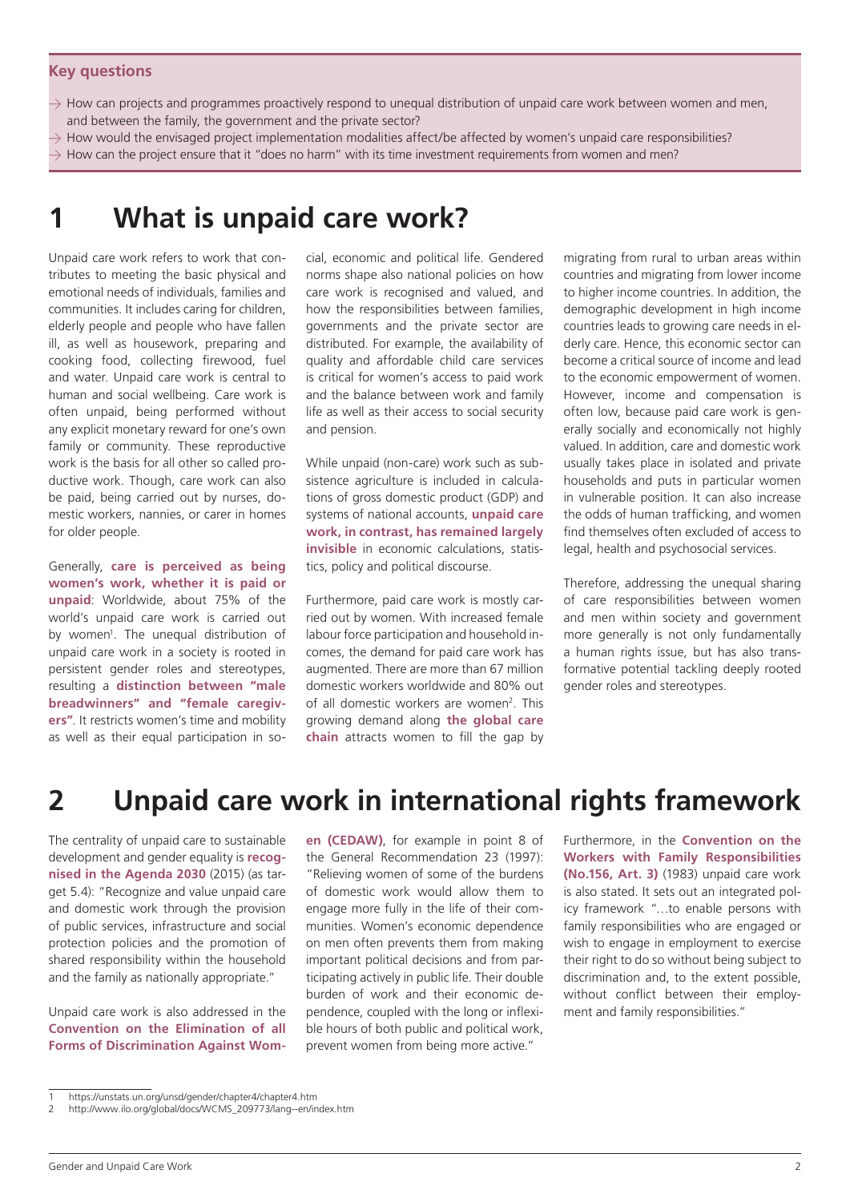**Key questions**

- → How can projects and programmes proactively respond to unequal distribution of unpaid care work between women and men, and between the family, the government and the private sector?
- → How would the envisaged project implementation modalities affect/be affected by women's unpaid care responsibilities?
- → How can the project ensure that it "does no harm" with its time investment requirements from women and men?

# 1 What is unpaid care work?

Unpaid care work refers to work that contributes to meeting the basic physical and emotional needs of individuals, families and communities. It includes caring for children, elderly people and people who have fallen ill, as well as housework, preparing and cooking food, collecting firewood, fuel and water. Unpaid care work is central to human and social wellbeing. Care work is often unpaid, being performed without any explicit monetary reward for one's own family or community. These reproductive work is the basis for all other so called productive work. Though, care work can also be paid, being carried out by nurses, domestic workers, nannies, or carer in homes for older people.

Generally, **care is perceived as being women's work, whether it is paid or unpaid**: Worldwide, about 75% of the world's unpaid care work is carried out by women[1]. The unequal distribution of unpaid care work in a society is rooted in persistent gender roles and stereotypes, resulting a **distinction between "male breadwinners" and "female caregivers"**. It restricts women's time and mobility as well as their equal participation in social, economic and political life. Gendered norms shape also national policies on how care work is recognised and valued, and how the responsibilities between families, governments and the private sector are distributed. For example, the availability of quality and affordable child care services is critical for women's access to paid work and the balance between work and family life as well as their access to social security and pension.

While unpaid (non-care) work such as subsistence agriculture is included in calculations of gross domestic product (GDP) and systems of national accounts, **unpaid care work, in contrast, has remained largely invisible** in economic calculations, statistics, policy and political discourse.

Furthermore, paid care work is mostly carried out by women. With increased female labour force participation and household incomes, the demand for paid care work has augmented. There are more than 67 million domestic workers worldwide and 80% out of all domestic workers are women[2]. This growing demand along **the global care chain** attracts women to fill the gap by migrating from rural to urban areas within countries and migrating from lower income to higher income countries. In addition, the demographic development in high income countries leads to growing care needs in elderly care. Hence, this economic sector can become a critical source of income and lead to the economic empowerment of women. However, income and compensation is often low, because paid care work is generally socially and economically not highly valued. In addition, care and domestic work usually takes place in isolated and private households and puts in particular women in vulnerable position. It can also increase the odds of human trafficking, and women find themselves often excluded of access to legal, health and psychosocial services.

Therefore, addressing the unequal sharing of care responsibilities between women and men within society and government more generally is not only fundamentally a human rights issue, but has also transformative potential tackling deeply rooted gender roles and stereotypes.

# 2 Unpaid care work in international rights framework

The centrality of unpaid care to sustainable development and gender equality is **recognised in the Agenda 2030** (2015) (as target 5.4): "Recognize and value unpaid care and domestic work through the provision of public services, infrastructure and social protection policies and the promotion of shared responsibility within the household and the family as nationally appropriate."

Unpaid care work is also addressed in the **Convention on the Elimination of all Forms of Discrimination Against Women (CEDAW)**, for example in point 8 of the General Recommendation 23 (1997): "Relieving women of some of the burdens of domestic work would allow them to engage more fully in the life of their communities. Women's economic dependence on men often prevents them from making important political decisions and from participating actively in public life. Their double burden of work and their economic dependence, coupled with the long or inflexible hours of both public and political work, prevent women from being more active."

Furthermore, in the **Convention on the Workers with Family Responsibilities (No.156, Art. 3)** (1983) unpaid care work is also stated. It sets out an integrated policy framework "…to enable persons with family responsibilities who are engaged or wish to engage in employment to exercise their right to do so without being subject to discrimination and, to the extent possible, without conflict between their employment and family responsibilities."

---

1 https://unstats.un.org/unsd/gender/chapter4/chapter4.htm

2 http://www.ilo.org/global/docs/WCMS_209773/lang--en/index.htm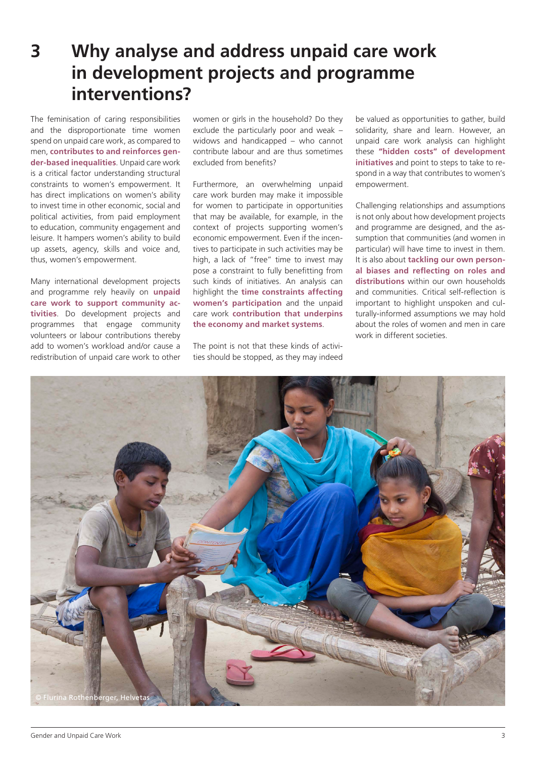# 3 Why analyse and address unpaid care work in development projects and programme interventions?

The feminisation of caring responsibilities and the disproportionate time women spend on unpaid care work, as compared to men, **contributes to and reinforces gender-based inequalities**. Unpaid care work is a critical factor understanding structural constraints to women's empowerment. It has direct implications on women's ability to invest time in other economic, social and political activities, from paid employment to education, community engagement and leisure. It hampers women's ability to build up assets, agency, skills and voice and, thus, women's empowerment.

Many international development projects and programme rely heavily on **unpaid care work to support community activities**. Do development projects and programmes that engage community volunteers or labour contributions thereby add to women's workload and/or cause a redistribution of unpaid care work to other women or girls in the household? Do they exclude the particularly poor and weak – widows and handicapped – who cannot contribute labour and are thus sometimes excluded from benefits?

Furthermore, an overwhelming unpaid care work burden may make it impossible for women to participate in opportunities that may be available, for example, in the context of projects supporting women's economic empowerment. Even if the incentives to participate in such activities may be high, a lack of "free" time to invest may pose a constraint to fully benefitting from such kinds of initiatives. An analysis can highlight the **time constraints affecting women's participation** and the unpaid care work **contribution that underpins the economy and market systems**.

The point is not that these kinds of activities should be stopped, as they may indeed be valued as opportunities to gather, build solidarity, share and learn. However, an unpaid care work analysis can highlight these **"hidden costs" of development initiatives** and point to steps to take to respond in a way that contributes to women's empowerment.

Challenging relationships and assumptions is not only about how development projects and programme are designed, and the assumption that communities (and women in particular) will have time to invest in them. It is also about **tackling our own personal biases and reflecting on roles and distributions** within our own households and communities. Critical self-reflection is important to highlight unspoken and culturally-informed assumptions we may hold about the roles of women and men in care work in different societies.

© Flurina Rothenberger, Helvetas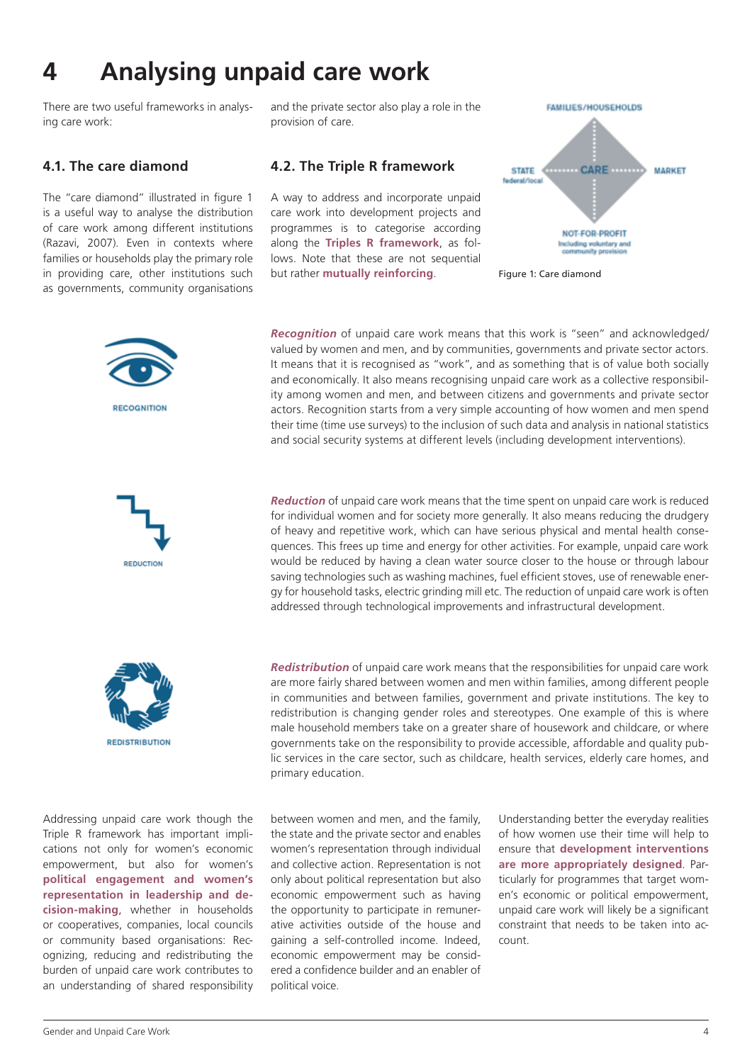# 4 Analysing unpaid care work

There are two useful frameworks in analysing care work:

## 4.1. The care diamond

The "care diamond" illustrated in figure 1 is a useful way to analyse the distribution of care work among different institutions (Razavi, 2007). Even in contexts where families or households play the primary role in providing care, other institutions such as governments, community organisations and the private sector also play a role in the provision of care.

FAMILIES/HOUSEHOLDS

STATE federal/local — CARE — MARKET

NOT-FOR-PROFIT Including voluntary and community provision

Figure 1: Care diamond

## 4.2. The Triple R framework

A way to address and incorporate unpaid care work into development projects and programmes is to categorise according along the **Triples R framework**, as follows. Note that these are not sequential but rather **mutually reinforcing**.

RECOGNITION

***Recognition*** of unpaid care work means that this work is "seen" and acknowledged/valued by women and men, and by communities, governments and private sector actors. It means that it is recognised as "work", and as something that is of value both socially and economically. It also means recognising unpaid care work as a collective responsibility among women and men, and between citizens and governments and private sector actors. Recognition starts from a very simple accounting of how women and men spend their time (time use surveys) to the inclusion of such data and analysis in national statistics and social security systems at different levels (including development interventions).

REDUCTION

***Reduction*** of unpaid care work means that the time spent on unpaid care work is reduced for individual women and for society more generally. It also means reducing the drudgery of heavy and repetitive work, which can have serious physical and mental health consequences. This frees up time and energy for other activities. For example, unpaid care work would be reduced by having a clean water source closer to the house or through labour saving technologies such as washing machines, fuel efficient stoves, use of renewable energy for household tasks, electric grinding mill etc. The reduction of unpaid care work is often addressed through technological improvements and infrastructural development.

REDISTRIBUTION

***Redistribution*** of unpaid care work means that the responsibilities for unpaid care work are more fairly shared between women and men within families, among different people in communities and between families, government and private institutions. The key to redistribution is changing gender roles and stereotypes. One example of this is where male household members take on a greater share of housework and childcare, or where governments take on the responsibility to provide accessible, affordable and quality public services in the care sector, such as childcare, health services, elderly care homes, and primary education.

Addressing unpaid care work though the Triple R framework has important implications not only for women's economic empowerment, but also for women's **political engagement and women's representation in leadership and decision-making**, whether in households or cooperatives, companies, local councils or community based organisations: Recognizing, reducing and redistributing the burden of unpaid care work contributes to an understanding of shared responsibility between women and men, and the family, the state and the private sector and enables women's representation through individual and collective action. Representation is not only about political representation but also economic empowerment such as having the opportunity to participate in remunerative activities outside of the house and gaining a self-controlled income. Indeed, economic empowerment may be considered a confidence builder and an enabler of political voice.

Understanding better the everyday realities of how women use their time will help to ensure that **development interventions are more appropriately designed**. Particularly for programmes that target women's economic or political empowerment, unpaid care work will likely be a significant constraint that needs to be taken into account.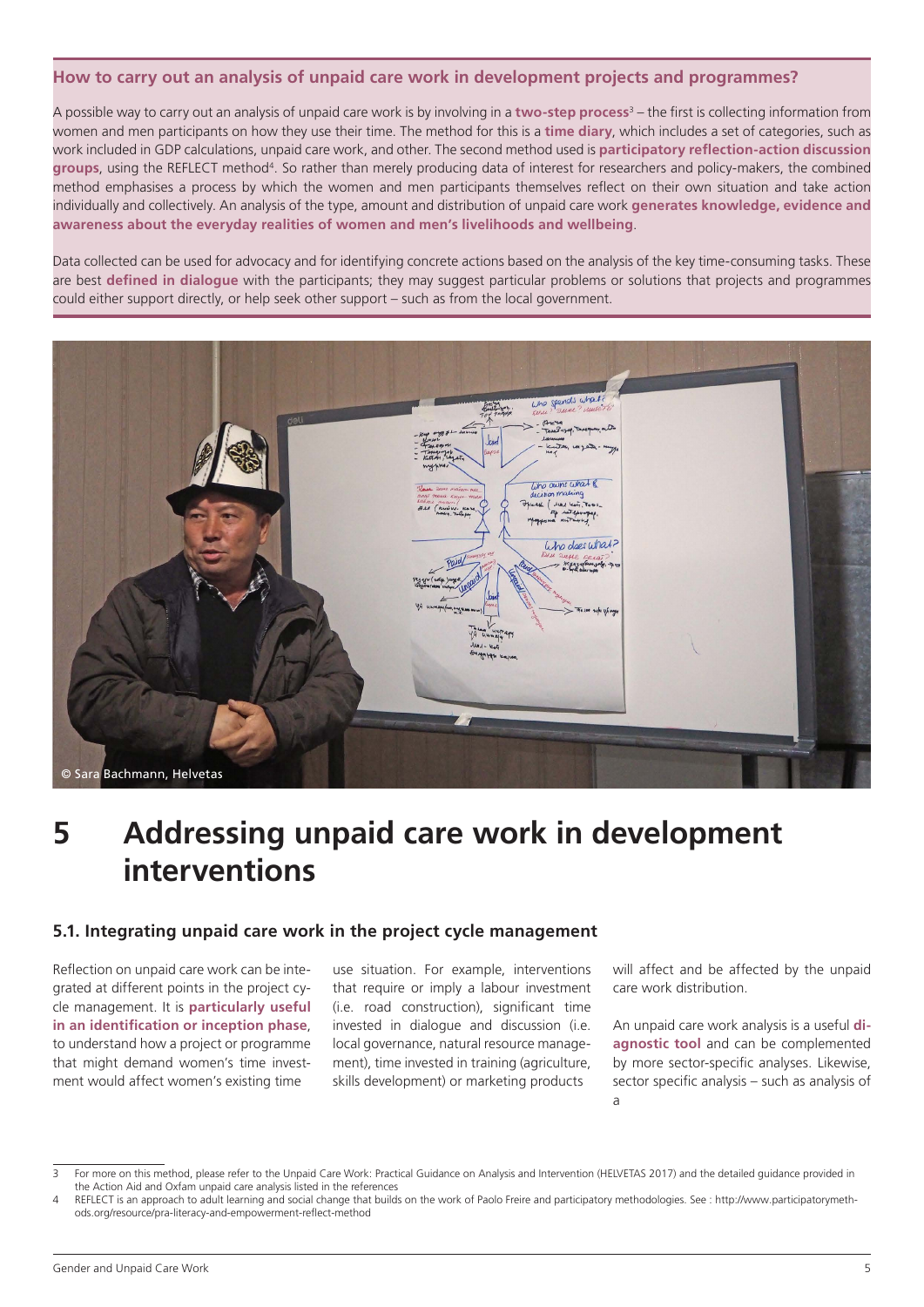## How to carry out an analysis of unpaid care work in development projects and programmes?

A possible way to carry out an analysis of unpaid care work is by involving in a **two-step process**[3] – the first is collecting information from women and men participants on how they use their time. The method for this is a **time diary**, which includes a set of categories, such as work included in GDP calculations, unpaid care work, and other. The second method used is **participatory reflection-action discussion groups**, using the REFLECT method[4]. So rather than merely producing data of interest for researchers and policy-makers, the combined method emphasises a process by which the women and men participants themselves reflect on their own situation and take action individually and collectively. An analysis of the type, amount and distribution of unpaid care work **generates knowledge, evidence and awareness about the everyday realities of women and men's livelihoods and wellbeing**.

Data collected can be used for advocacy and for identifying concrete actions based on the analysis of the key time-consuming tasks. These are best **defined in dialogue** with the participants; they may suggest particular problems or solutions that projects and programmes could either support directly, or help seek other support – such as from the local government.

© Sara Bachmann, Helvetas

# 5 Addressing unpaid care work in development interventions

## 5.1. Integrating unpaid care work in the project cycle management

Reflection on unpaid care work can be integrated at different points in the project cycle management. It is **particularly useful in an identification or inception phase**, to understand how a project or programme that might demand women's time investment would affect women's existing time use situation. For example, interventions that require or imply a labour investment (i.e. road construction), significant time invested in dialogue and discussion (i.e. local governance, natural resource management), time invested in training (agriculture, skills development) or marketing products will affect and be affected by the unpaid care work distribution.

An unpaid care work analysis is a useful **diagnostic tool** and can be complemented by more sector-specific analyses. Likewise, sector specific analysis – such as analysis of a

---

3 For more on this method, please refer to the Unpaid Care Work: Practical Guidance on Analysis and Intervention (HELVETAS 2017) and the detailed guidance provided in the Action Aid and Oxfam unpaid care analysis listed in the references

4 REFLECT is an approach to adult learning and social change that builds on the work of Paolo Freire and participatory methodologies. See : http://www.participatorymethods.org/resource/pra-literacy-and-empowerment-reflect-method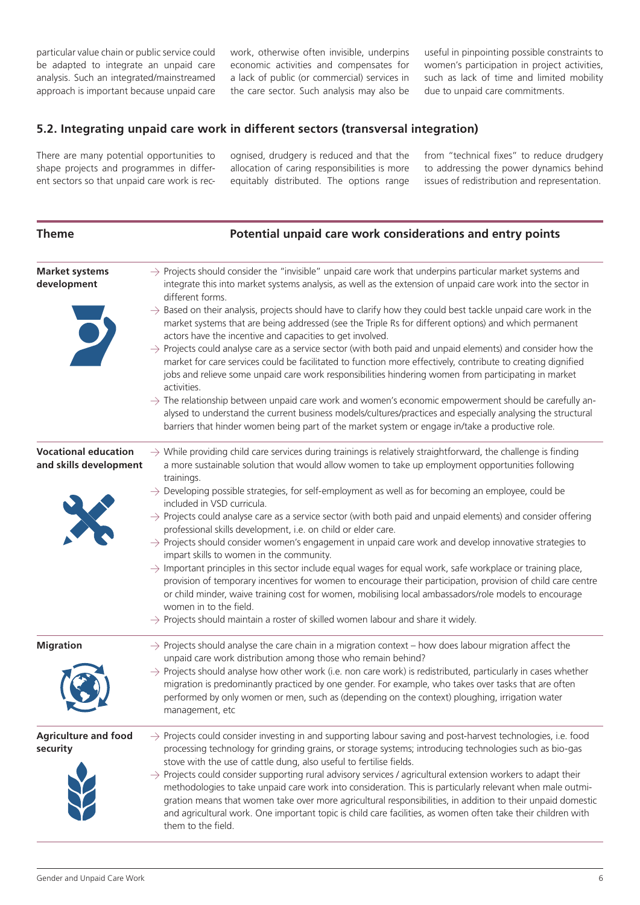particular value chain or public service could be adapted to integrate an unpaid care analysis. Such an integrated/mainstreamed approach is important because unpaid care work, otherwise often invisible, underpins economic activities and compensates for a lack of public (or commercial) services in the care sector. Such analysis may also be useful in pinpointing possible constraints to women's participation in project activities, such as lack of time and limited mobility due to unpaid care commitments.

## 5.2. Integrating unpaid care work in different sectors (transversal integration)

There are many potential opportunities to shape projects and programmes in different sectors so that unpaid care work is recognised, drudgery is reduced and that the allocation of caring responsibilities is more equitably distributed. The options range from "technical fixes" to reduce drudgery to addressing the power dynamics behind issues of redistribution and representation.

| Theme | Potential unpaid care work considerations and entry points |
|---|---|
| **Market systems development** | → Projects should consider the "invisible" unpaid care work that underpins particular market systems and integrate this into market systems analysis, as well as the extension of unpaid care work into the sector in different forms.<br>→ Based on their analysis, projects should have to clarify how they could best tackle unpaid care work in the market systems that are being addressed (see the Triple Rs for different options) and which permanent actors have the incentive and capacities to get involved.<br>→ Projects could analyse care as a service sector (with both paid and unpaid elements) and consider how the market for care services could be facilitated to function more effectively, contribute to creating dignified jobs and relieve some unpaid care work responsibilities hindering women from participating in market activities.<br>→ The relationship between unpaid care work and women's economic empowerment should be carefully analysed to understand the current business models/cultures/practices and especially analysing the structural barriers that hinder women being part of the market system or engage in/take a productive role. |
| **Vocational education and skills development** | → While providing child care services during trainings is relatively straightforward, the challenge is finding a more sustainable solution that would allow women to take up employment opportunities following trainings.<br>→ Developing possible strategies, for self-employment as well as for becoming an employee, could be included in VSD curricula.<br>→ Projects could analyse care as a service sector (with both paid and unpaid elements) and consider offering professional skills development, i.e. on child or elder care.<br>→ Projects should consider women's engagement in unpaid care work and develop innovative strategies to impart skills to women in the community.<br>→ Important principles in this sector include equal wages for equal work, safe workplace or training place, provision of temporary incentives for women to encourage their participation, provision of child care centre or child minder, waive training cost for women, mobilising local ambassadors/role models to encourage women in to the field.<br>→ Projects should maintain a roster of skilled women labour and share it widely. |
| **Migration** | → Projects should analyse the care chain in a migration context – how does labour migration affect the unpaid care work distribution among those who remain behind?<br>→ Projects should analyse how other work (i.e. non care work) is redistributed, particularly in cases whether migration is predominantly practiced by one gender. For example, who takes over tasks that are often performed by only women or men, such as (depending on the context) ploughing, irrigation water management, etc |
| **Agriculture and food security** | → Projects could consider investing in and supporting labour saving and post-harvest technologies, i.e. food processing technology for grinding grains, or storage systems; introducing technologies such as bio-gas stove with the use of cattle dung, also useful to fertilise fields.<br>→ Projects could consider supporting rural advisory services / agricultural extension workers to adapt their methodologies to take unpaid care work into consideration. This is particularly relevant when male outmigration means that women take over more agricultural responsibilities, in addition to their unpaid domestic and agricultural work. One important topic is child care facilities, as women often take their children with them to the field. |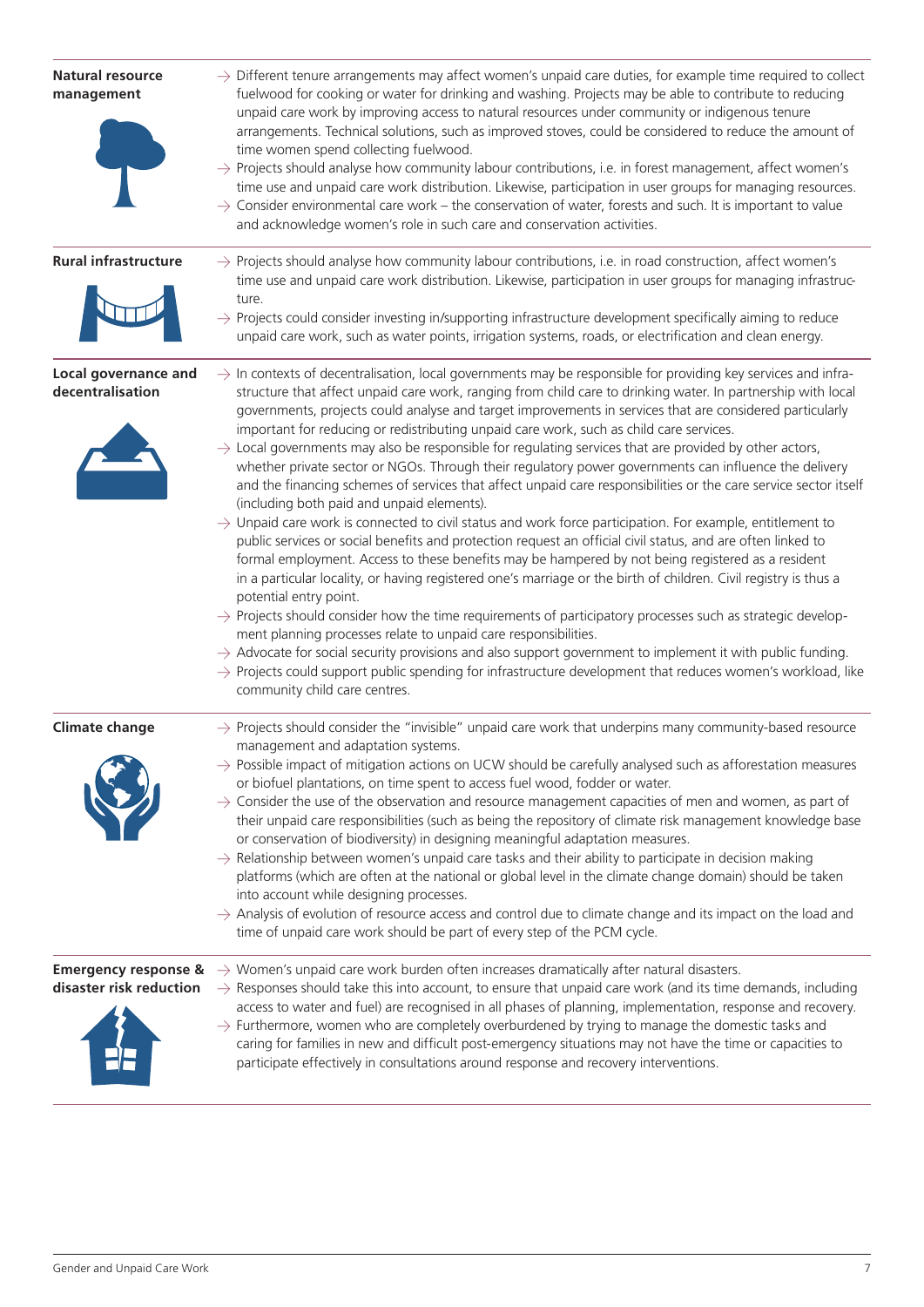| | |
|---|---|
| **Natural resource management** | → Different tenure arrangements may affect women's unpaid care duties, for example time required to collect fuelwood for cooking or water for drinking and washing. Projects may be able to contribute to reducing unpaid care work by improving access to natural resources under community or indigenous tenure arrangements. Technical solutions, such as improved stoves, could be considered to reduce the amount of time women spend collecting fuelwood.<br>→ Projects should analyse how community labour contributions, i.e. in forest management, affect women's time use and unpaid care work distribution. Likewise, participation in user groups for managing resources.<br>→ Consider environmental care work – the conservation of water, forests and such. It is important to value and acknowledge women's role in such care and conservation activities. |
| **Rural infrastructure** | → Projects should analyse how community labour contributions, i.e. in road construction, affect women's time use and unpaid care work distribution. Likewise, participation in user groups for managing infrastructure.<br>→ Projects could consider investing in/supporting infrastructure development specifically aiming to reduce unpaid care work, such as water points, irrigation systems, roads, or electrification and clean energy. |
| **Local governance and decentralisation** | → In contexts of decentralisation, local governments may be responsible for providing key services and infrastructure that affect unpaid care work, ranging from child care to drinking water. In partnership with local governments, projects could analyse and target improvements in services that are considered particularly important for reducing or redistributing unpaid care work, such as child care services.<br>→ Local governments may also be responsible for regulating services that are provided by other actors, whether private sector or NGOs. Through their regulatory power governments can influence the delivery and the financing schemes of services that affect unpaid care responsibilities or the care service sector itself (including both paid and unpaid elements).<br>→ Unpaid care work is connected to civil status and work force participation. For example, entitlement to public services or social benefits and protection request an official civil status, and are often linked to formal employment. Access to these benefits may be hampered by not being registered as a resident in a particular locality, or having registered one's marriage or the birth of children. Civil registry is thus a potential entry point.<br>→ Projects should consider how the time requirements of participatory processes such as strategic development planning processes relate to unpaid care responsibilities.<br>→ Advocate for social security provisions and also support government to implement it with public funding.<br>→ Projects could support public spending for infrastructure development that reduces women's workload, like community child care centres. |
| **Climate change** | → Projects should consider the "invisible" unpaid care work that underpins many community-based resource management and adaptation systems.<br>→ Possible impact of mitigation actions on UCW should be carefully analysed such as afforestation measures or biofuel plantations, on time spent to access fuel wood, fodder or water.<br>→ Consider the use of the observation and resource management capacities of men and women, as part of their unpaid care responsibilities (such as being the repository of climate risk management knowledge base or conservation of biodiversity) in designing meaningful adaptation measures.<br>→ Relationship between women's unpaid care tasks and their ability to participate in decision making platforms (which are often at the national or global level in the climate change domain) should be taken into account while designing processes.<br>→ Analysis of evolution of resource access and control due to climate change and its impact on the load and time of unpaid care work should be part of every step of the PCM cycle. |
| **Emergency response & disaster risk reduction** | → Women's unpaid care work burden often increases dramatically after natural disasters.<br>→ Responses should take this into account, to ensure that unpaid care work (and its time demands, including access to water and fuel) are recognised in all phases of planning, implementation, response and recovery.<br>→ Furthermore, women who are completely overburdened by trying to manage the domestic tasks and caring for families in new and difficult post-emergency situations may not have the time or capacities to participate effectively in consultations around response and recovery interventions. |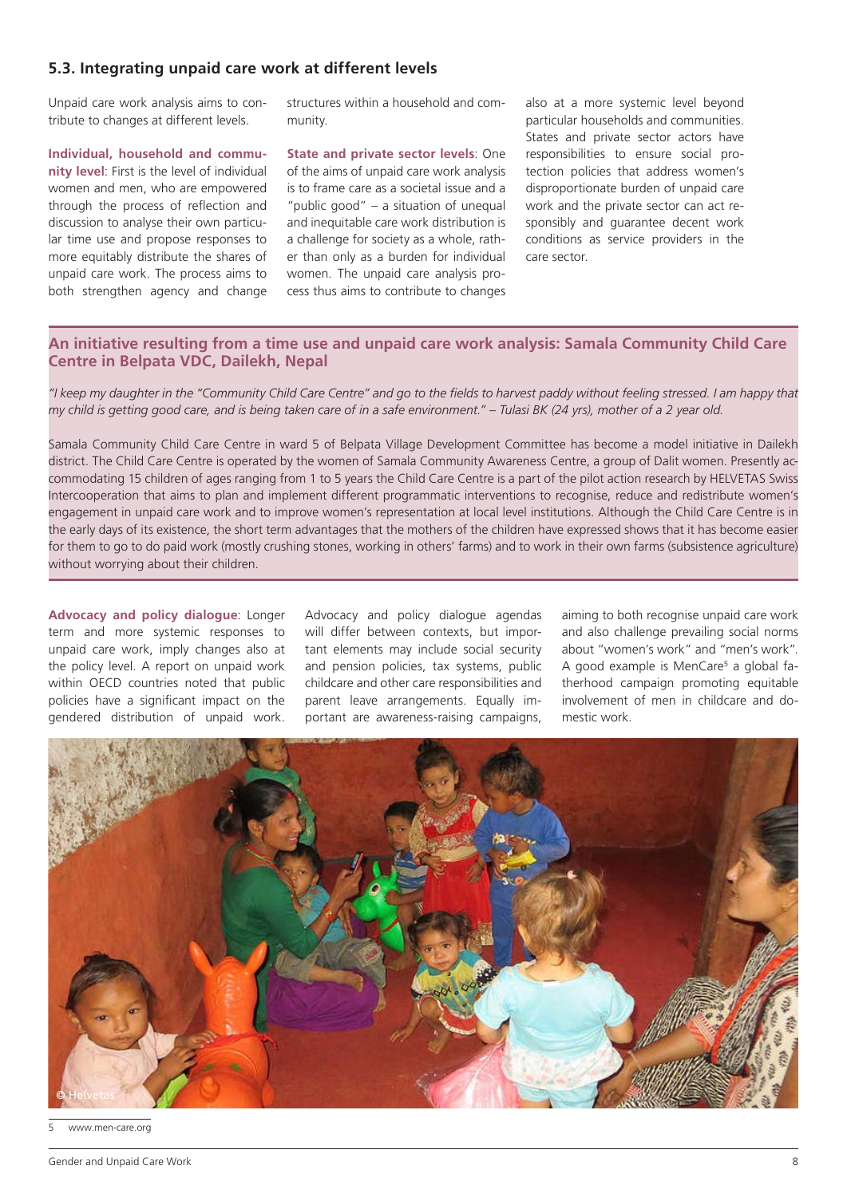## 5.3. Integrating unpaid care work at different levels

Unpaid care work analysis aims to contribute to changes at different levels.

**Individual, household and community level**: First is the level of individual women and men, who are empowered through the process of reflection and discussion to analyse their own particular time use and propose responses to more equitably distribute the shares of unpaid care work. The process aims to both strengthen agency and change structures within a household and community.

**State and private sector levels**: One of the aims of unpaid care work analysis is to frame care as a societal issue and a "public good" – a situation of unequal and inequitable care work distribution is a challenge for society as a whole, rather than only as a burden for individual women. The unpaid care analysis process thus aims to contribute to changes also at a more systemic level beyond particular households and communities. States and private sector actors have responsibilities to ensure social protection policies that address women's disproportionate burden of unpaid care work and the private sector can act responsibly and guarantee decent work conditions as service providers in the care sector.

### An initiative resulting from a time use and unpaid care work analysis: Samala Community Child Care Centre in Belpata VDC, Dailekh, Nepal

*"I keep my daughter in the "Community Child Care Centre" and go to the fields to harvest paddy without feeling stressed. I am happy that my child is getting good care, and is being taken care of in a safe environment." – Tulasi BK (24 yrs), mother of a 2 year old.*

Samala Community Child Care Centre in ward 5 of Belpata Village Development Committee has become a model initiative in Dailekh district. The Child Care Centre is operated by the women of Samala Community Awareness Centre, a group of Dalit women. Presently accommodating 15 children of ages ranging from 1 to 5 years the Child Care Centre is a part of the pilot action research by HELVETAS Swiss Intercooperation that aims to plan and implement different programmatic interventions to recognise, reduce and redistribute women's engagement in unpaid care work and to improve women's representation at local level institutions. Although the Child Care Centre is in the early days of its existence, the short term advantages that the mothers of the children have expressed shows that it has become easier for them to go to do paid work (mostly crushing stones, working in others' farms) and to work in their own farms (subsistence agriculture) without worrying about their children.

**Advocacy and policy dialogue**: Longer term and more systemic responses to unpaid care work, imply changes also at the policy level. A report on unpaid work within OECD countries noted that public policies have a significant impact on the gendered distribution of unpaid work. Advocacy and policy dialogue agendas will differ between contexts, but important elements may include social security and pension policies, tax systems, public childcare and other care responsibilities and parent leave arrangements. Equally important are awareness-raising campaigns, aiming to both recognise unpaid care work and also challenge prevailing social norms about "women's work" and "men's work". A good example is MenCare[5] a global fatherhood campaign promoting equitable involvement of men in childcare and domestic work.

© Helvetas

5 www.men-care.org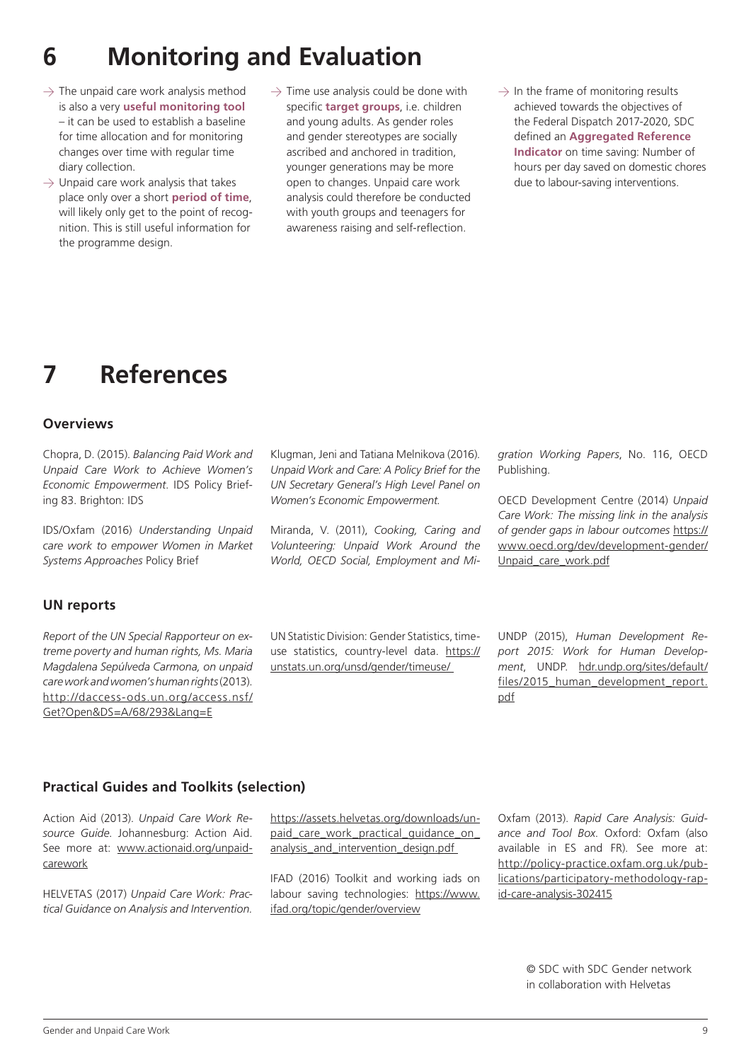# 6 Monitoring and Evaluation

- The unpaid care work analysis method is also a very **useful monitoring tool** – it can be used to establish a baseline for time allocation and for monitoring changes over time with regular time diary collection.
- Unpaid care work analysis that takes place only over a short **period of time**, will likely only get to the point of recognition. This is still useful information for the programme design.
- Time use analysis could be done with specific **target groups**, i.e. children and young adults. As gender roles and gender stereotypes are socially ascribed and anchored in tradition, younger generations may be more open to changes. Unpaid care work analysis could therefore be conducted with youth groups and teenagers for awareness raising and self-reflection.
- In the frame of monitoring results achieved towards the objectives of the Federal Dispatch 2017-2020, SDC defined an **Aggregated Reference Indicator** on time saving: Number of hours per day saved on domestic chores due to labour-saving interventions.

# 7 References

### Overviews

Chopra, D. (2015). *Balancing Paid Work and Unpaid Care Work to Achieve Women's Economic Empowerment*. IDS Policy Briefing 83. Brighton: IDS

IDS/Oxfam (2016) *Understanding Unpaid care work to empower Women in Market Systems Approaches* Policy Brief

Klugman, Jeni and Tatiana Melnikova (2016). *Unpaid Work and Care: A Policy Brief for the UN Secretary General's High Level Panel on Women's Economic Empowerment.*

Miranda, V. (2011), *Cooking, Caring and Volunteering: Unpaid Work Around the World, OECD Social, Employment and Migration Working Papers*, No. 116, OECD Publishing.

OECD Development Centre (2014) *Unpaid Care Work: The missing link in the analysis of gender gaps in labour outcomes* https://www.oecd.org/dev/development-gender/Unpaid_care_work.pdf

### UN reports

*Report of the UN Special Rapporteur on extreme poverty and human rights, Ms. Maria Magdalena Sepúlveda Carmona, on unpaid care work and women's human rights* (2013). http://daccess-ods.un.org/access.nsf/Get?Open&DS=A/68/293&Lang=E

UN Statistic Division: Gender Statistics, time-use statistics, country-level data. https://unstats.un.org/unsd/gender/timeuse/

UNDP (2015), *Human Development Report 2015: Work for Human Development*, UNDP. hdr.undp.org/sites/default/files/2015_human_development_report.pdf

### Practical Guides and Toolkits (selection)

Action Aid (2013). *Unpaid Care Work Resource Guide.* Johannesburg: Action Aid. See more at: www.actionaid.org/unpaid-carework

HELVETAS (2017) *Unpaid Care Work: Practical Guidance on Analysis and Intervention.* https://assets.helvetas.org/downloads/unpaid_care_work_practical_guidance_on_analysis_and_intervention_design.pdf

IFAD (2016) Toolkit and working iads on labour saving technologies: https://www.ifad.org/topic/gender/overview

Oxfam (2013). *Rapid Care Analysis: Guidance and Tool Box.* Oxford: Oxfam (also available in ES and FR). See more at: http://policy-practice.oxfam.org.uk/publications/participatory-methodology-rapid-care-analysis-302415

© SDC with SDC Gender network in collaboration with Helvetas